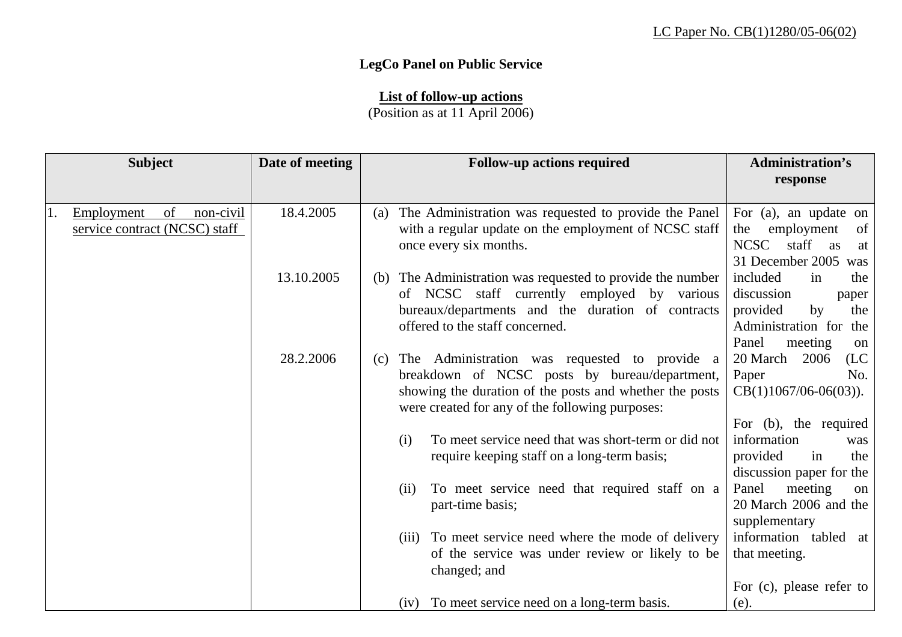LC Paper No. CB(1)1280/05-06(02)

**LegCo Panel on Public Service**

**List of follow-up actions**
(Position as at 11 April 2006)

| Subject | Date of meeting | Follow-up actions required | Administration's response |
|---|---|---|---|
| 1. Employment of non-civil service contract (NCSC) staff | 18.4.2005 | (a) The Administration was requested to provide the Panel with a regular update on the employment of NCSC staff once every six months. | For (a), an update on the employment of NCSC staff as at 31 December 2005 was included in the discussion paper provided by the Administration for the Panel meeting on 20 March 2006 (LC Paper No. CB(1)1067/06-06(03)). |
| | 13.10.2005 | (b) The Administration was requested to provide the number of NCSC staff currently employed by various bureaux/departments and the duration of contracts offered to the staff concerned. | For (b), the required information was provided in the discussion paper for the Panel meeting on 20 March 2006 and the supplementary information tabled at that meeting. |
| | 28.2.2006 | (c) The Administration was requested to provide a breakdown of NCSC posts by bureau/department, showing the duration of the posts and whether the posts were created for any of the following purposes:<br><br>(i) To meet service need that was short-term or did not require keeping staff on a long-term basis;<br><br>(ii) To meet service need that required staff on a part-time basis;<br><br>(iii) To meet service need where the mode of delivery of the service was under review or likely to be changed; and<br><br>(iv) To meet service need on a long-term basis. | For (c), please refer to (e). |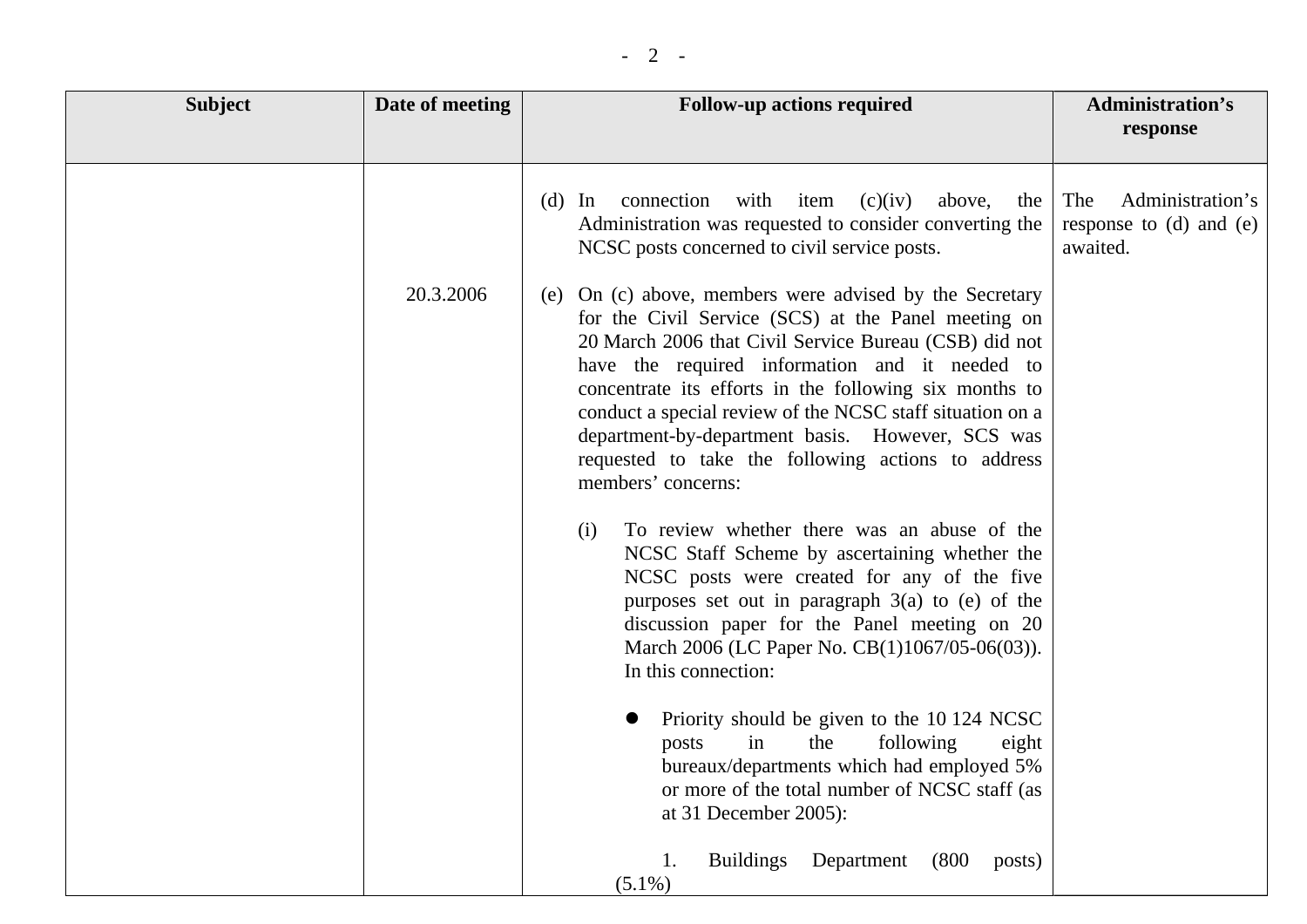| Subject | Date of meeting | Follow-up actions required | Administration's response |
|---|---|---|---|
| | | (d) In connection with item (c)(iv) above, the Administration was requested to consider converting the NCSC posts concerned to civil service posts. | The Administration's response to (d) and (e) awaited. |
| | 20.3.2006 | (e) On (c) above, members were advised by the Secretary for the Civil Service (SCS) at the Panel meeting on 20 March 2006 that Civil Service Bureau (CSB) did not have the required information and it needed to concentrate its efforts in the following six months to conduct a special review of the NCSC staff situation on a department-by-department basis. However, SCS was requested to take the following actions to address members' concerns:<br><br>(i) To review whether there was an abuse of the NCSC Staff Scheme by ascertaining whether the NCSC posts were created for any of the five purposes set out in paragraph 3(a) to (e) of the discussion paper for the Panel meeting on 20 March 2006 (LC Paper No. CB(1)1067/05-06(03)). In this connection:<br><br>● Priority should be given to the 10 124 NCSC posts in the following eight bureaux/departments which had employed 5% or more of the total number of NCSC staff (as at 31 December 2005):<br><br>1. Buildings Department (800 posts) (5.1%) | |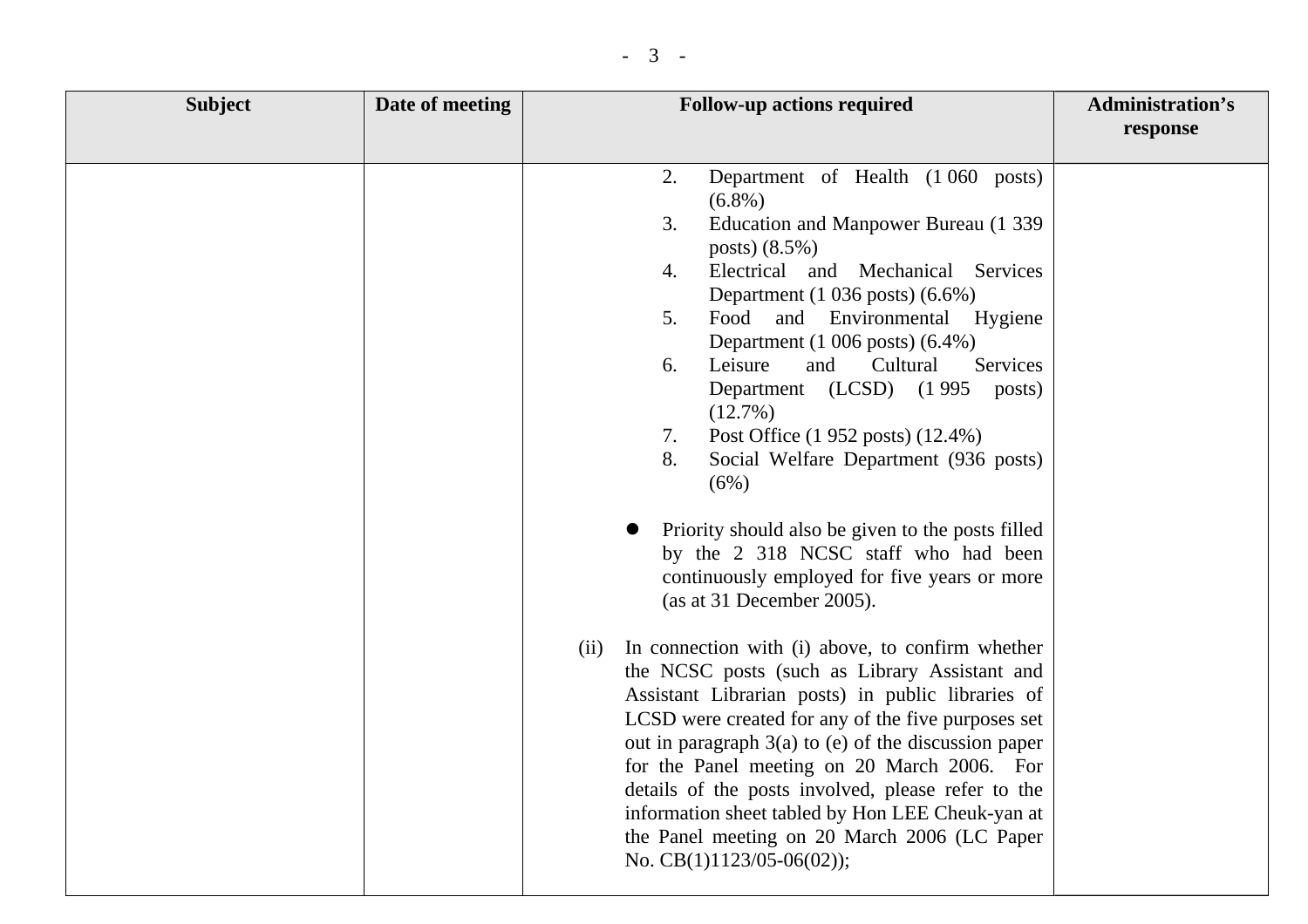| Subject | Date of meeting | Follow-up actions required | Administration's response |
|---|---|---|---|
| | | 2. Department of Health (1 060 posts) (6.8%)<br>3. Education and Manpower Bureau (1 339 posts) (8.5%)<br>4. Electrical and Mechanical Services Department (1 036 posts) (6.6%)<br>5. Food and Environmental Hygiene Department (1 006 posts) (6.4%)<br>6. Leisure and Cultural Services Department (LCSD) (1 995 posts) (12.7%)<br>7. Post Office (1 952 posts) (12.4%)<br>8. Social Welfare Department (936 posts) (6%)<br><br>● Priority should also be given to the posts filled by the 2 318 NCSC staff who had been continuously employed for five years or more (as at 31 December 2005).<br><br>(ii) In connection with (i) above, to confirm whether the NCSC posts (such as Library Assistant and Assistant Librarian posts) in public libraries of LCSD were created for any of the five purposes set out in paragraph 3(a) to (e) of the discussion paper for the Panel meeting on 20 March 2006. For details of the posts involved, please refer to the information sheet tabled by Hon LEE Cheuk-yan at the Panel meeting on 20 March 2006 (LC Paper No. CB(1)1123/05-06(02)); | |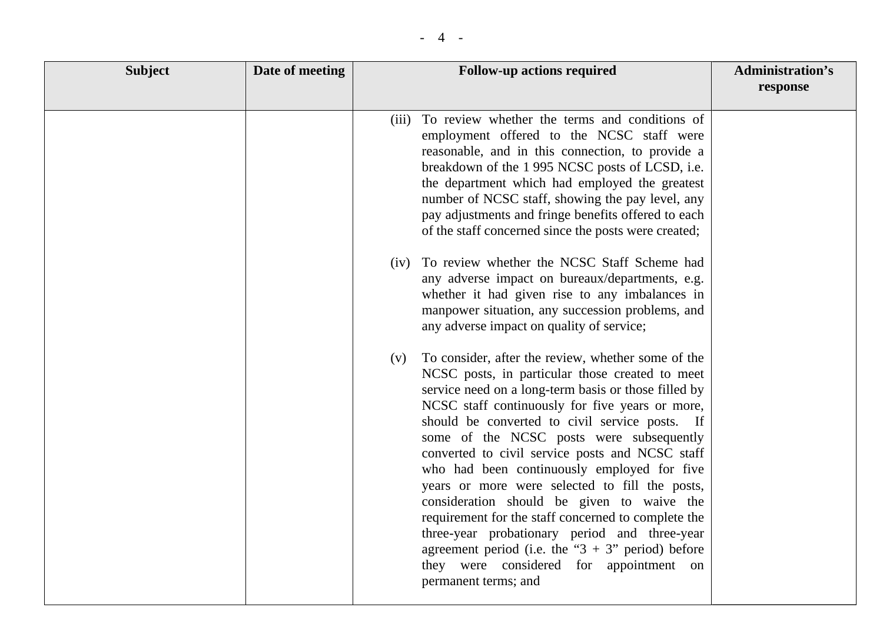| Subject | Date of meeting | Follow-up actions required | Administration's response |
|---|---|---|---|
| | | (iii) To review whether the terms and conditions of employment offered to the NCSC staff were reasonable, and in this connection, to provide a breakdown of the 1 995 NCSC posts of LCSD, i.e. the department which had employed the greatest number of NCSC staff, showing the pay level, any pay adjustments and fringe benefits offered to each of the staff concerned since the posts were created;<br><br>(iv) To review whether the NCSC Staff Scheme had any adverse impact on bureaux/departments, e.g. whether it had given rise to any imbalances in manpower situation, any succession problems, and any adverse impact on quality of service;<br><br>(v) To consider, after the review, whether some of the NCSC posts, in particular those created to meet service need on a long-term basis or those filled by NCSC staff continuously for five years or more, should be converted to civil service posts. If some of the NCSC posts were subsequently converted to civil service posts and NCSC staff who had been continuously employed for five years or more were selected to fill the posts, consideration should be given to waive the requirement for the staff concerned to complete the three-year probationary period and three-year agreement period (i.e. the "3 + 3" period) before they were considered for appointment on permanent terms; and | |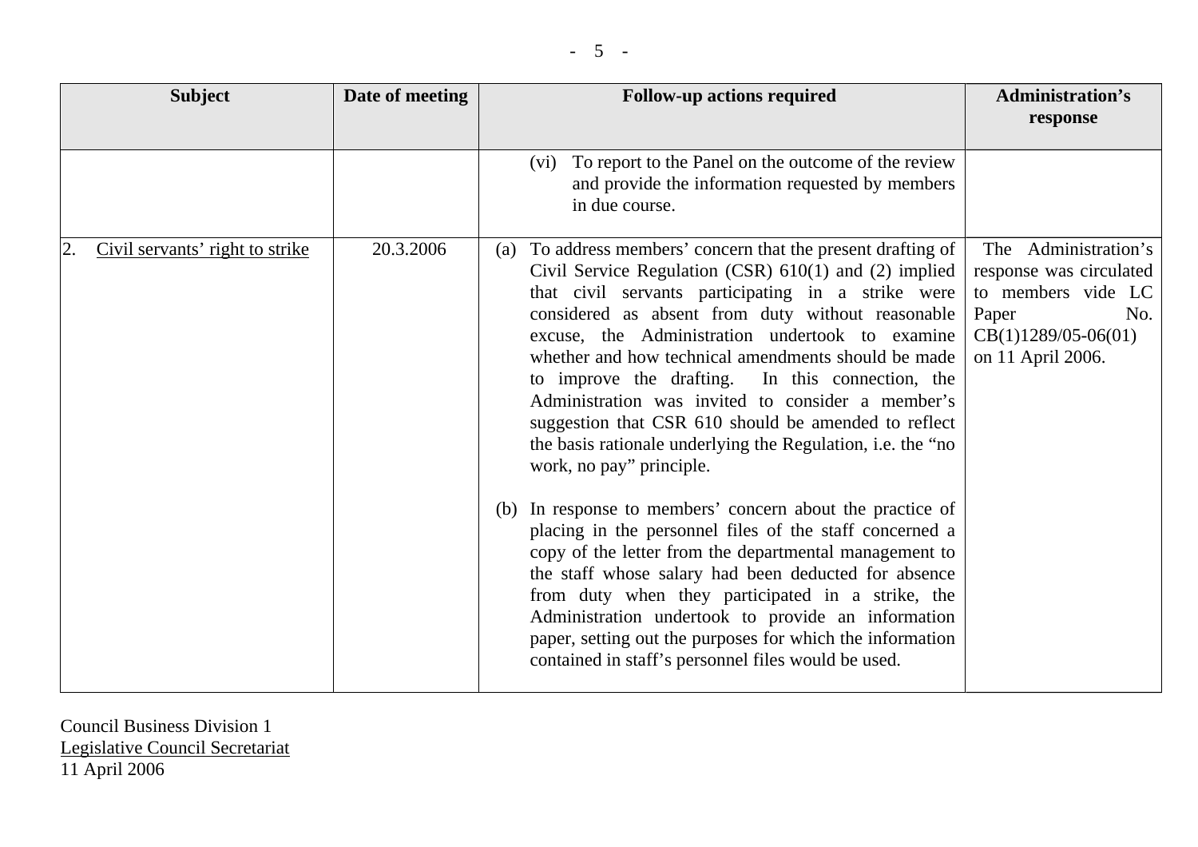| Subject | Date of meeting | Follow-up actions required | Administration's response |
|---|---|---|---|
| | | (vi) To report to the Panel on the outcome of the review and provide the information requested by members in due course. | |
| 2. <u>Civil servants' right to strike</u> | 20.3.2006 | (a) To address members' concern that the present drafting of Civil Service Regulation (CSR) 610(1) and (2) implied that civil servants participating in a strike were considered as absent from duty without reasonable excuse, the Administration undertook to examine whether and how technical amendments should be made to improve the drafting. In this connection, the Administration was invited to consider a member's suggestion that CSR 610 should be amended to reflect the basis rationale underlying the Regulation, i.e. the "no work, no pay" principle.<br><br>(b) In response to members' concern about the practice of placing in the personnel files of the staff concerned a copy of the letter from the departmental management to the staff whose salary had been deducted for absence from duty when they participated in a strike, the Administration undertook to provide an information paper, setting out the purposes for which the information contained in staff's personnel files would be used. | The Administration's response was circulated to members vide LC Paper No. CB(1)1289/05-06(01) on 11 April 2006. |

Council Business Division 1
<u>Legislative Council Secretariat</u>
11 April 2006